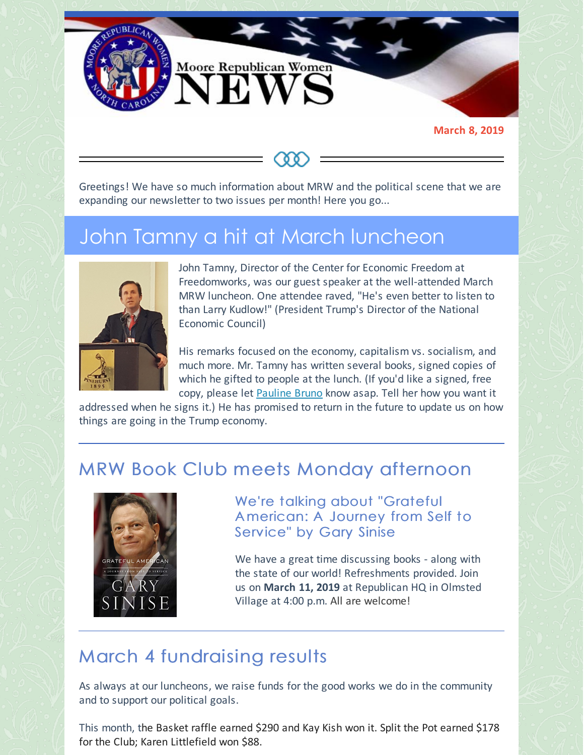# Moore Republican Women NEWS

**March 8, 2019**

Greetings! We have so much information about MRW and the political scene that we are expanding our newsletter to two issues per month! Here you go...

## John Tamny a hit at March luncheon

John Tamny, Director of the Center for Economic Freedom at Freedomworks, was our guest speaker at the well-attended March MRW luncheon. One attendee raved, "He's even better to listen to than Larry Kudlow!" (President Trump's Director of the National Economic Council)

His remarks focused on the economy, capitalism vs. socialism, and much more. Mr. Tamny has written several books, signed copies of which he gifted to people at the lunch. (If you'd like a signed, free copy, please let Pauline Bruno know asap. Tell her how you want it addressed when he signs it.) He has promised to return in the future to update us on how things are going in the Trump economy.

## MRW Book Club meets Monday afternoon

### We're talking about "Grateful American: A Journey from Self to Service" by Gary Sinise

We have a great time discussing books - along with the state of our world! Refreshments provided. Join us on **March 11, 2019** at Republican HQ in Olmsted Village at 4:00 p.m. All are welcome!

## March 4 fundraising results

As always at our luncheons, we raise funds for the good works we do in the community and to support our political goals.

This month, the Basket raffle earned $290 and Kay Kish won it. Split the Pot earned $178 for the Club; Karen Littlefield won $88.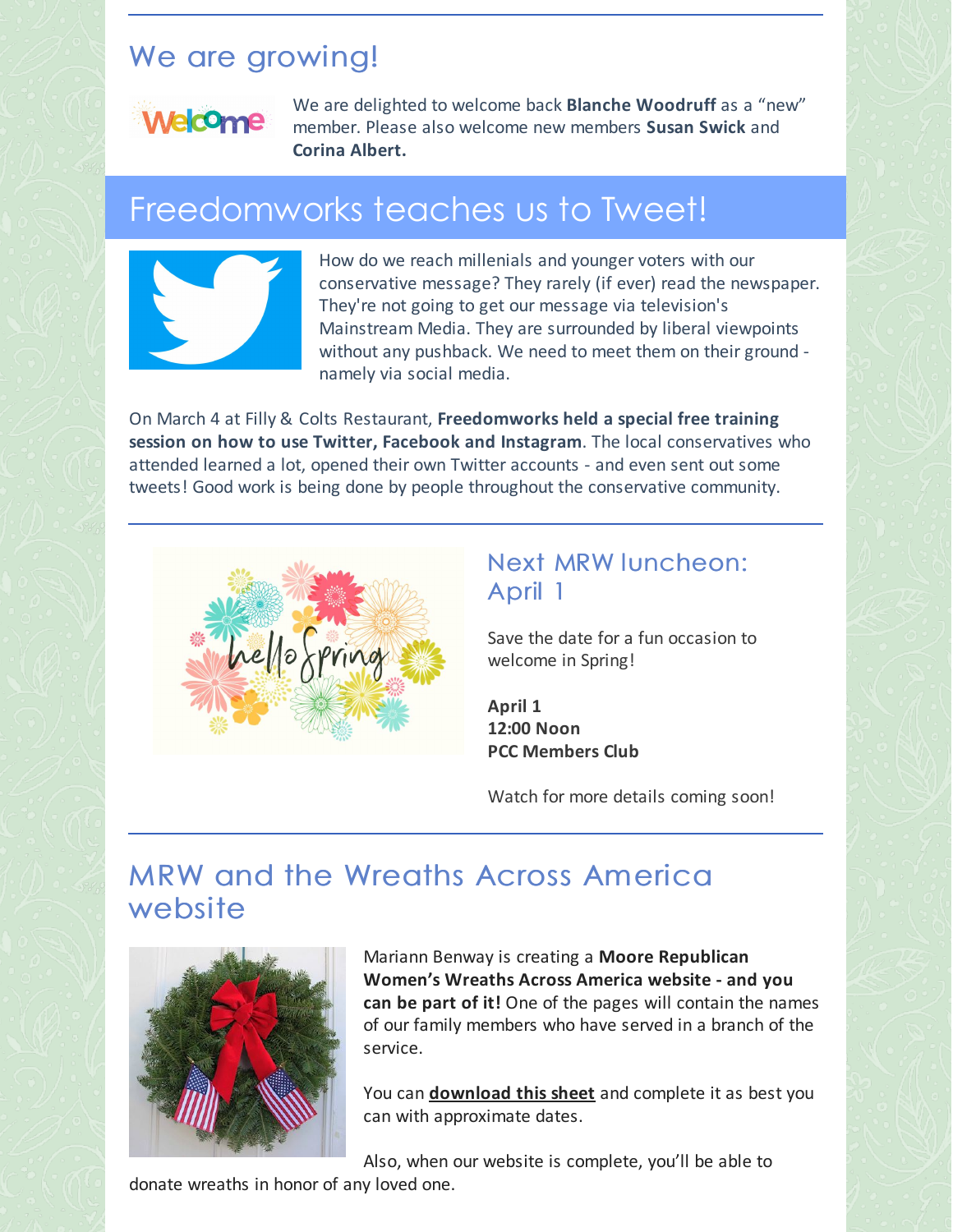## We are growing!

We are delighted to welcome back **Blanche Woodruff** as a "new" member. Please also welcome new members **Susan Swick** and **Corina Albert.**

## Freedomworks teaches us to Tweet!

How do we reach millenials and younger voters with our conservative message? They rarely (if ever) read the newspaper. They're not going to get our message via television's Mainstream Media. They are surrounded by liberal viewpoints without any pushback. We need to meet them on their ground - namely via social media.

On March 4 at Filly & Colts Restaurant, **Freedomworks held a special free training session on how to use Twitter, Facebook and Instagram**. The local conservatives who attended learned a lot, opened their own Twitter accounts - and even sent out some tweets! Good work is being done by people throughout the conservative community.

## Next MRW luncheon: April 1

Save the date for a fun occasion to welcome in Spring!

**April 1**
**12:00 Noon**
**PCC Members Club**

Watch for more details coming soon!

## MRW and the Wreaths Across America website

Mariann Benway is creating a **Moore Republican Women's Wreaths Across America website - and you can be part of it!** One of the pages will contain the names of our family members who have served in a branch of the service.

You can **download this sheet** and complete it as best you can with approximate dates.

Also, when our website is complete, you'll be able to donate wreaths in honor of any loved one.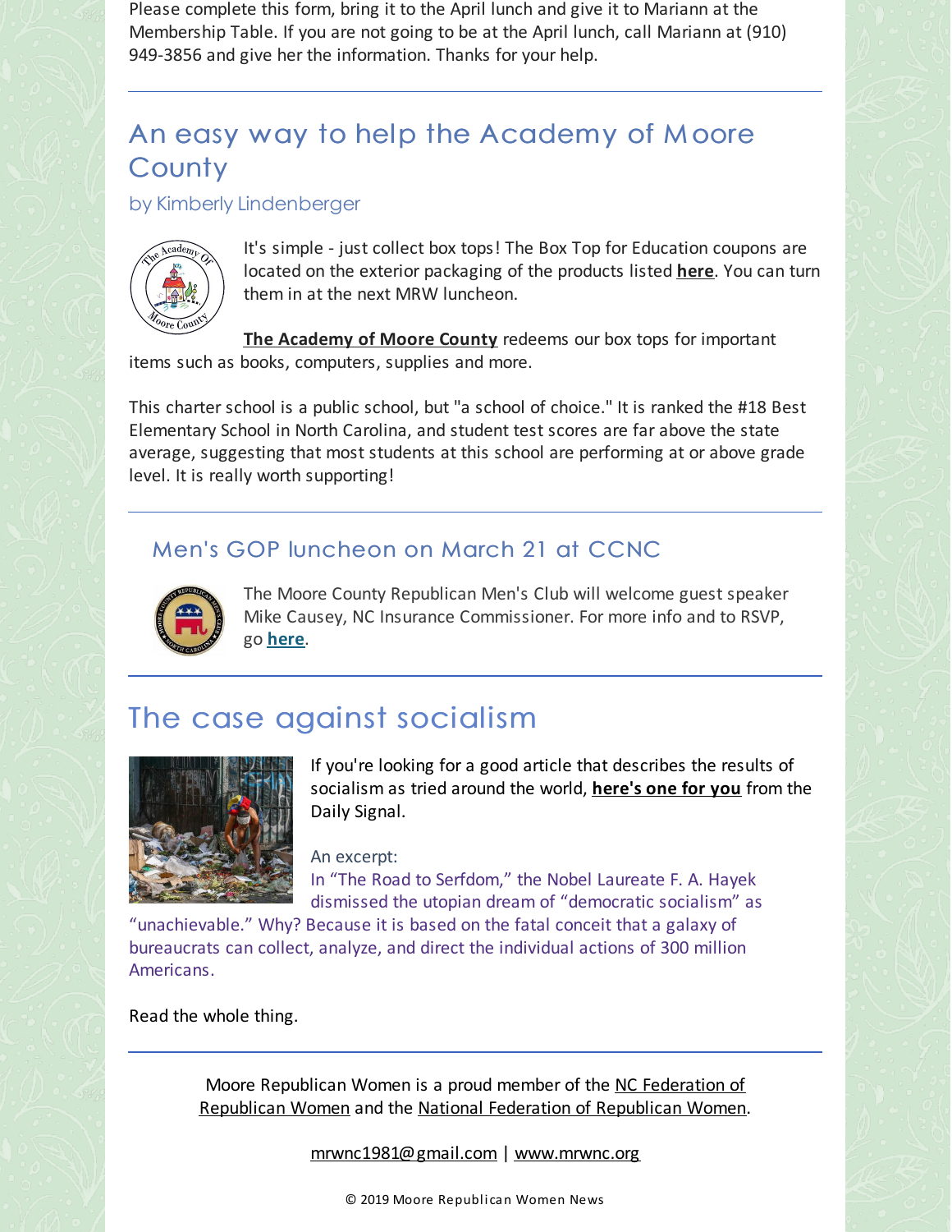Please complete this form, bring it to the April lunch and give it to Mariann at the Membership Table. If you are not going to be at the April lunch, call Mariann at (910) 949-3856 and give her the information. Thanks for your help.

---

## An easy way to help the Academy of Moore County

by Kimberly Lindenberger

It's simple - just collect box tops! The Box Top for Education coupons are located on the exterior packaging of the products listed **here**. You can turn them in at the next MRW luncheon.

**The Academy of Moore County** redeems our box tops for important items such as books, computers, supplies and more.

This charter school is a public school, but "a school of choice." It is ranked the #18 Best Elementary School in North Carolina, and student test scores are far above the state average, suggesting that most students at this school are performing at or above grade level. It is really worth supporting!

---

### Men's GOP luncheon on March 21 at CCNC

The Moore County Republican Men's Club will welcome guest speaker Mike Causey, NC Insurance Commissioner. For more info and to RSVP, go **here**.

---

## The case against socialism

If you're looking for a good article that describes the results of socialism as tried around the world, **here's one for you** from the Daily Signal.

An excerpt:
In “The Road to Serfdom,” the Nobel Laureate F. A. Hayek dismissed the utopian dream of “democratic socialism” as “unachievable.” Why? Because it is based on the fatal conceit that a galaxy of bureaucrats can collect, analyze, and direct the individual actions of 300 million Americans.

Read the whole thing.

---

Moore Republican Women is a proud member of the NC Federation of Republican Women and the National Federation of Republican Women.

mrwnc1981@gmail.com | www.mrwnc.org

© 2019 Moore Republican Women News